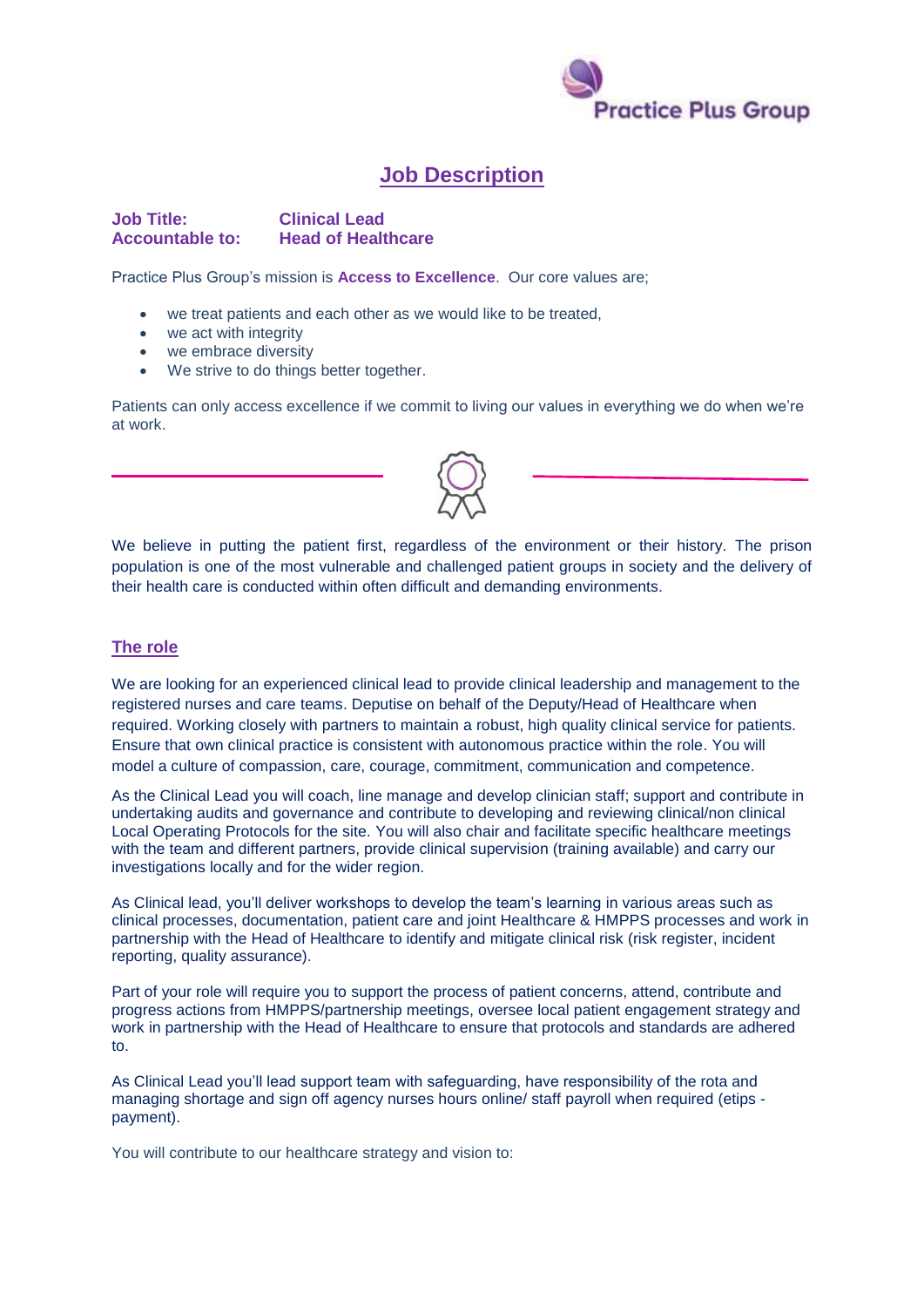# Job Description

**Job Title:** **Clinical Lead**
**Accountable to:** **Head of Healthcare**

Practice Plus Group's mission is **Access to Excellence**. Our core values are;

- we treat patients and each other as we would like to be treated,
- we act with integrity
- we embrace diversity
- We strive to do things better together.

Patients can only access excellence if we commit to living our values in everything we do when we're at work.

We believe in putting the patient first, regardless of the environment or their history. The prison population is one of the most vulnerable and challenged patient groups in society and the delivery of their health care is conducted within often difficult and demanding environments.

## The role

We are looking for an experienced clinical lead to provide clinical leadership and management to the registered nurses and care teams. Deputise on behalf of the Deputy/Head of Healthcare when required. Working closely with partners to maintain a robust, high quality clinical service for patients. Ensure that own clinical practice is consistent with autonomous practice within the role. You will model a culture of compassion, care, courage, commitment, communication and competence.

As the Clinical Lead you will coach, line manage and develop clinician staff; support and contribute in undertaking audits and governance and contribute to developing and reviewing clinical/non clinical Local Operating Protocols for the site. You will also chair and facilitate specific healthcare meetings with the team and different partners, provide clinical supervision (training available) and carry our investigations locally and for the wider region.

As Clinical lead, you'll deliver workshops to develop the team's learning in various areas such as clinical processes, documentation, patient care and joint Healthcare & HMPPS processes and work in partnership with the Head of Healthcare to identify and mitigate clinical risk (risk register, incident reporting, quality assurance).

Part of your role will require you to support the process of patient concerns, attend, contribute and progress actions from HMPPS/partnership meetings, oversee local patient engagement strategy and work in partnership with the Head of Healthcare to ensure that protocols and standards are adhered to.

As Clinical Lead you'll lead support team with safeguarding, have responsibility of the rota and managing shortage and sign off agency nurses hours online/ staff payroll when required (etips - payment).

You will contribute to our healthcare strategy and vision to: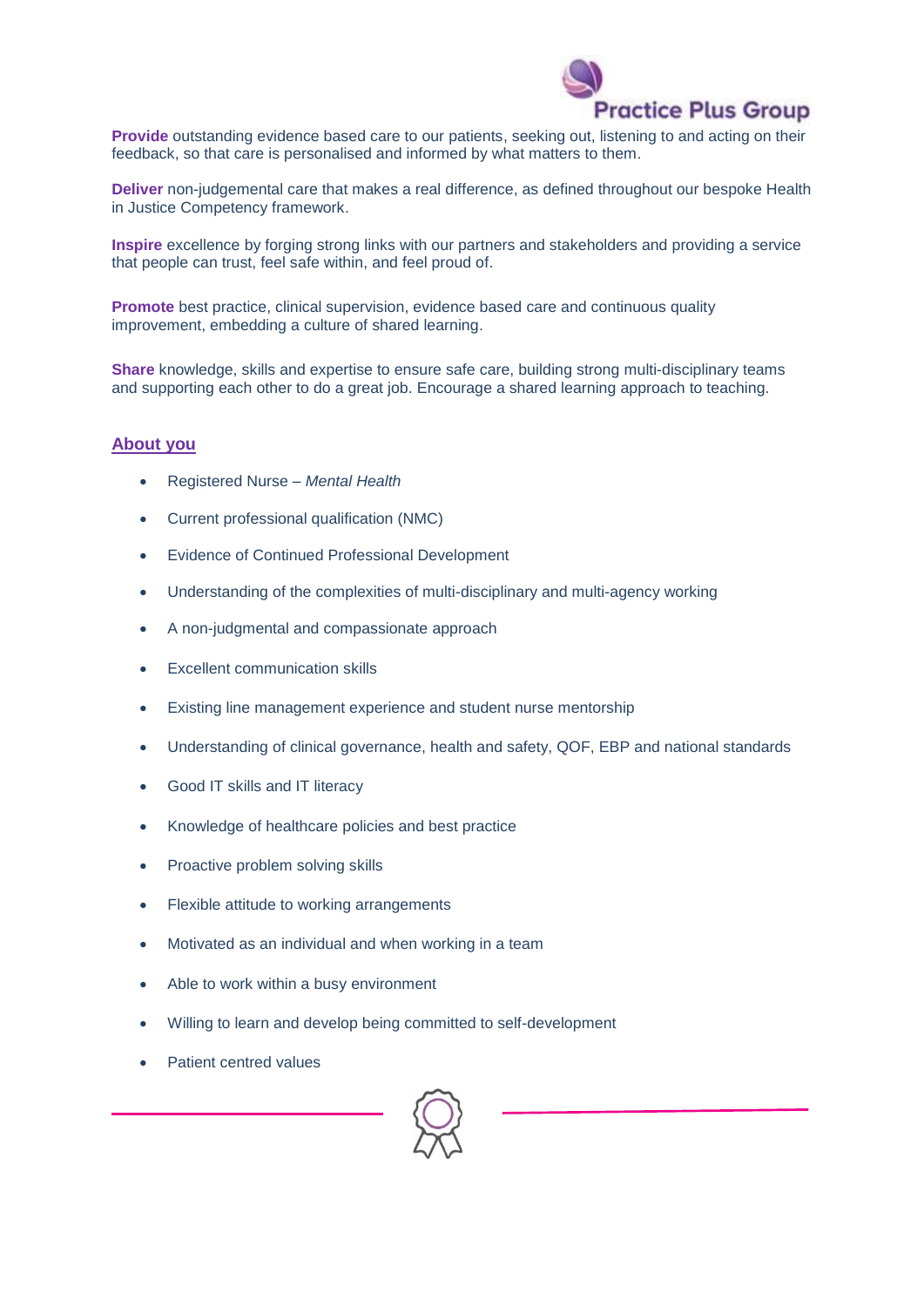**Provide** outstanding evidence based care to our patients, seeking out, listening to and acting on their feedback, so that care is personalised and informed by what matters to them.

**Deliver** non-judgemental care that makes a real difference, as defined throughout our bespoke Health in Justice Competency framework.

**Inspire** excellence by forging strong links with our partners and stakeholders and providing a service that people can trust, feel safe within, and feel proud of.

**Promote** best practice, clinical supervision, evidence based care and continuous quality improvement, embedding a culture of shared learning.

**Share** knowledge, skills and expertise to ensure safe care, building strong multi-disciplinary teams and supporting each other to do a great job. Encourage a shared learning approach to teaching.

## About you

- Registered Nurse – *Mental Health*
- Current professional qualification (NMC)
- Evidence of Continued Professional Development
- Understanding of the complexities of multi-disciplinary and multi-agency working
- A non-judgmental and compassionate approach
- Excellent communication skills
- Existing line management experience and student nurse mentorship
- Understanding of clinical governance, health and safety, QOF, EBP and national standards
- Good IT skills and IT literacy
- Knowledge of healthcare policies and best practice
- Proactive problem solving skills
- Flexible attitude to working arrangements
- Motivated as an individual and when working in a team
- Able to work within a busy environment
- Willing to learn and develop being committed to self-development
- Patient centred values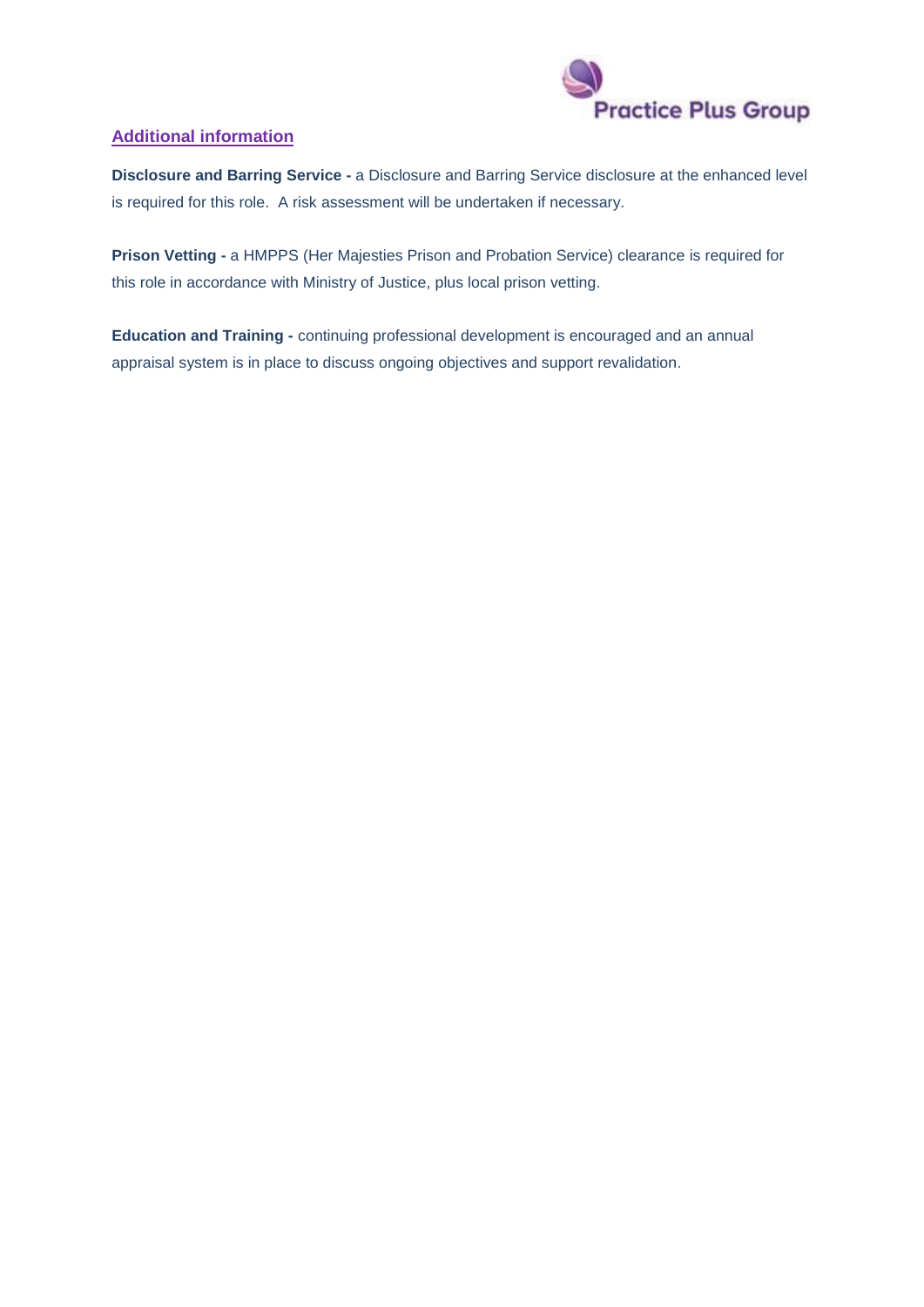## Additional information

**Disclosure and Barring Service -** a Disclosure and Barring Service disclosure at the enhanced level is required for this role. A risk assessment will be undertaken if necessary.

**Prison Vetting -** a HMPPS (Her Majesties Prison and Probation Service) clearance is required for this role in accordance with Ministry of Justice, plus local prison vetting.

**Education and Training -** continuing professional development is encouraged and an annual appraisal system is in place to discuss ongoing objectives and support revalidation.